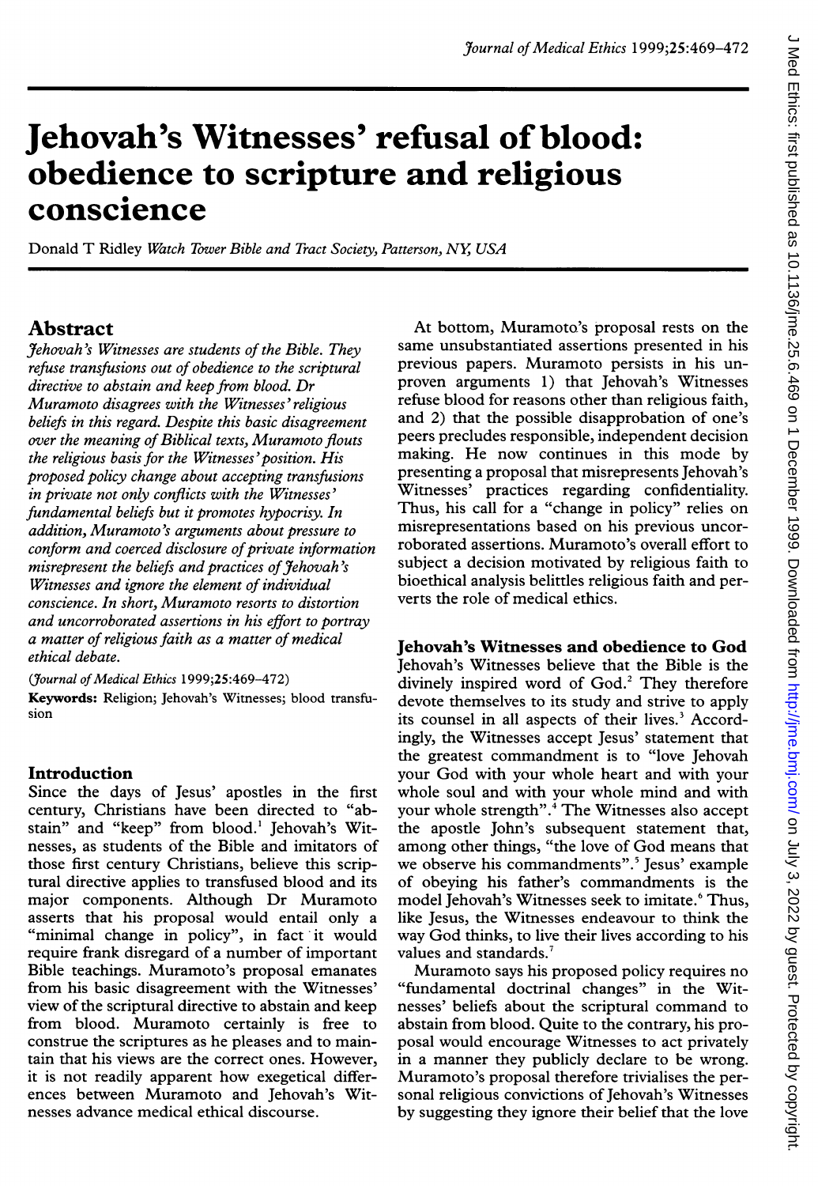# Jehovah's Witnesses' refusal of blood: obedience to scripture and religious conscience

Donald T Ridley *Watch Tower Bible and Tract Society, Patterson, NY, USA*

## Abstract

*Jehovah's Witnesses are students of the Bible. They refuse transfusions out of obedience to the scriptural directive to abstain and keep from blood. Dr Muramoto disagrees with the Witnesses' religious beliefs in this regard. Despite this basic disagreement over the meaning of Biblical texts, Muramoto flouts the religious basis for the Witnesses' position. His proposed policy change about accepting transfusions in private not only conflicts with the Witnesses' fundamental beliefs but it promotes hypocrisy. In addition, Muramoto's arguments about pressure to conform and coerced disclosure of private information misrepresent the beliefs and practices of Jehovah's Witnesses and ignore the element of individual conscience. In short, Muramoto resorts to distortion and uncorroborated assertions in his effort to portray a matter of religious faith as a matter of medical ethical debate.*

(*Journal of Medical Ethics* 1999;25:469–472)

**Keywords:** Religion; Jehovah's Witnesses; blood transfusion

## Introduction

Since the days of Jesus' apostles in the first century, Christians have been directed to "abstain" and "keep" from blood.[1] Jehovah's Witnesses, as students of the Bible and imitators of those first century Christians, believe this scriptural directive applies to transfused blood and its major components. Although Dr Muramoto asserts that his proposal would entail only a "minimal change in policy", in fact it would require frank disregard of a number of important Bible teachings. Muramoto's proposal emanates from his basic disagreement with the Witnesses' view of the scriptural directive to abstain and keep from blood. Muramoto certainly is free to construe the scriptures as he pleases and to maintain that his views are the correct ones. However, it is not readily apparent how exegetical differences between Muramoto and Jehovah's Witnesses advance medical ethical discourse.

At bottom, Muramoto's proposal rests on the same unsubstantiated assertions presented in his previous papers. Muramoto persists in his unproven arguments 1) that Jehovah's Witnesses refuse blood for reasons other than religious faith, and 2) that the possible disapprobation of one's peers precludes responsible, independent decision making. He now continues in this mode by presenting a proposal that misrepresents Jehovah's Witnesses' practices regarding confidentiality. Thus, his call for a "change in policy" relies on misrepresentations based on his previous uncorroborated assertions. Muramoto's overall effort to subject a decision motivated by religious faith to bioethical analysis belittles religious faith and perverts the role of medical ethics.

## Jehovah's Witnesses and obedience to God

Jehovah's Witnesses believe that the Bible is the divinely inspired word of God.[2] They therefore devote themselves to its study and strive to apply its counsel in all aspects of their lives.[3] Accordingly, the Witnesses accept Jesus' statement that the greatest commandment is to "love Jehovah your God with your whole heart and with your whole soul and with your whole mind and with your whole strength".[4] The Witnesses also accept the apostle John's subsequent statement that, among other things, "the love of God means that we observe his commandments".[5] Jesus' example of obeying his father's commandments is the model Jehovah's Witnesses seek to imitate.[6] Thus, like Jesus, the Witnesses endeavour to think the way God thinks, to live their lives according to his values and standards.[7]

Muramoto says his proposed policy requires no "fundamental doctrinal changes" in the Witnesses' beliefs about the scriptural command to abstain from blood. Quite to the contrary, his proposal would encourage Witnesses to act privately in a manner they publicly declare to be wrong. Muramoto's proposal therefore trivialises the personal religious convictions of Jehovah's Witnesses by suggesting they ignore their belief that the love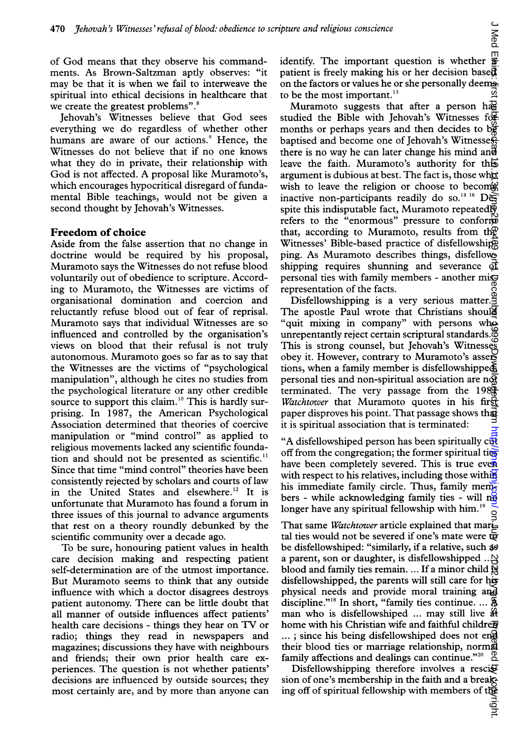of God means that they observe his commandments. As Brown-Saltzman aptly observes: "it may be that it is when we fail to interweave the spiritual into ethical decisions in healthcare that we create the greatest problems".[8]

Jehovah's Witnesses believe that God sees everything we do regardless of whether other humans are aware of our actions.[9] Hence, the Witnesses do not believe that if no one knows what they do in private, their relationship with God is not affected. A proposal like Muramoto's, which encourages hypocritical disregard of fundamental Bible teachings, would not be given a second thought by Jehovah's Witnesses.

## Freedom of choice

Aside from the false assertion that no change in doctrine would be required by his proposal, Muramoto says the Witnesses do not refuse blood voluntarily out of obedience to scripture. According to Muramoto, the Witnesses are victims of organisational domination and coercion and reluctantly refuse blood out of fear of reprisal. Muramoto says that individual Witnesses are so influenced and controlled by the organisation's views on blood that their refusal is not truly autonomous. Muramoto goes so far as to say that the Witnesses are the victims of "psychological manipulation", although he cites no studies from the psychological literature or any other credible source to support this claim.[10] This is hardly surprising. In 1987, the American Psychological Association determined that theories of coercive manipulation or "mind control" as applied to religious movements lacked any scientific foundation and should not be presented as scientific.[11] Since that time "mind control" theories have been consistently rejected by scholars and courts of law in the United States and elsewhere.[12] It is unfortunate that Muramoto has found a forum in three issues of this journal to advance arguments that rest on a theory roundly debunked by the scientific community over a decade ago.

To be sure, honouring patient values in health care decision making and respecting patient self-determination are of the utmost importance. But Muramoto seems to think that any outside influence with which a doctor disagrees destroys patient autonomy. There can be little doubt that all manner of outside influences affect patients' health care decisions - things they hear on TV or radio; things they read in newspapers and magazines; discussions they have with neighbours and friends; their own prior health care experiences. The question is not whether patients' decisions are influenced by outside sources; they most certainly are, and by more than anyone can identify. The important question is whether a patient is freely making his or her decision based on the factors or values he or she personally deems to be the most important.[13]

Muramoto suggests that after a person has studied the Bible with Jehovah's Witnesses for months or perhaps years and then decides to be baptised and become one of Jehovah's Witnesses, there is no way he can later change his mind and leave the faith. Muramoto's authority for this argument is dubious at best. The fact is, those who wish to leave the religion or choose to become inactive non-participants readily do so.[14,16] Despite this indisputable fact, Muramoto repeatedly refers to the "enormous" pressure to conform that, according to Muramoto, results from the Witnesses' Bible-based practice of disfellowshipping. As Muramoto describes things, disfellowshipping requires shunning and severance of personal ties with family members - another misrepresentation of the facts.

Disfellowshipping is a very serious matter.[17] The apostle Paul wrote that Christians should "quit mixing in company" with persons who unrepentantly reject certain scriptural standards.[18] This is strong counsel, but Jehovah's Witnesses obey it. However, contrary to Muramoto's assertions, when a family member is disfellowshipped, personal ties and non-spiritual association are not terminated. The very passage from the 1981 *Watchtower* that Muramoto quotes in his first paper disproves his point. That passage shows that it is spiritual association that is terminated:

"A disfellowshiped person has been spiritually cut off from the congregation; the former spiritual ties have been completely severed. This is true even with respect to his relatives, including those within his immediate family circle. Thus, family members - while acknowledging family ties - will no longer have any spiritual fellowship with him."[19]

That same *Watchtower* article explained that marital ties would not be severed if one's mate were to be disfellowshiped: "similarly, if a relative, such as a parent, son or daughter, is disfellowshipped ... blood and family ties remain. ... If a minor child is disfellowshipped, the parents will still care for his physical needs and provide moral training and discipline."[18] In short, "family ties continue. ... A man who is disfellowshiped ... may still live at home with his Christian wife and faithful children ... ; since his being disfellowshiped does not end their blood ties or marriage relationship, normal family affections and dealings can continue."[20]

Disfellowshipping therefore involves a rescission of one's membership in the faith and a breaking off of spiritual fellowship with members of the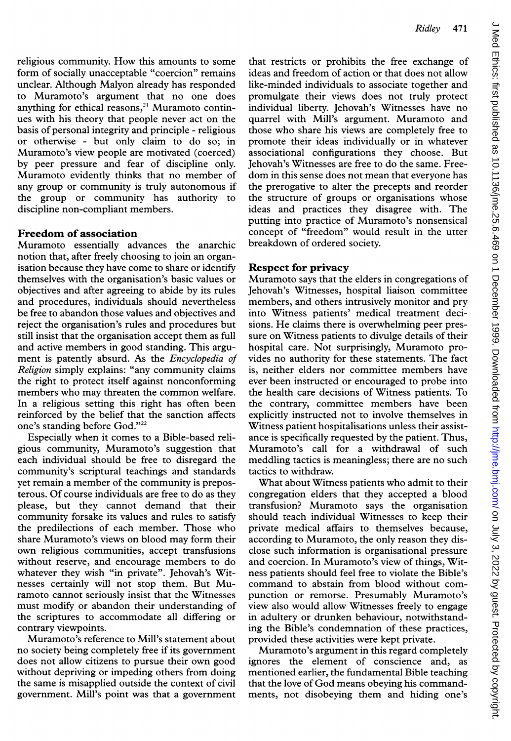religious community. How this amounts to some form of socially unacceptable "coercion" remains unclear. Although Malyon already has responded to Muramoto's argument that no one does anything for ethical reasons,[21] Muramoto continues with his theory that people never act on the basis of personal integrity and principle - religious or otherwise - but only claim to do so; in Muramoto's view people are motivated (coerced) by peer pressure and fear of discipline only. Muramoto evidently thinks that no member of any group or community is truly autonomous if the group or community has authority to discipline non-compliant members.

## Freedom of association

Muramoto essentially advances the anarchic notion that, after freely choosing to join an organisation because they have come to share or identify themselves with the organisation's basic values or objectives and after agreeing to abide by its rules and procedures, individuals should nevertheless be free to abandon those values and objectives and reject the organisation's rules and procedures but still insist that the organisation accept them as full and active members in good standing. This argument is patently absurd. As the *Encyclopedia of Religion* simply explains: "any community claims the right to protect itself against nonconforming members who may threaten the common welfare. In a religious setting this right has often been reinforced by the belief that the sanction affects one's standing before God."[22]

Especially when it comes to a Bible-based religious community, Muramoto's suggestion that each individual should be free to disregard the community's scriptural teachings and standards yet remain a member of the community is preposterous. Of course individuals are free to do as they please, but they cannot demand that their community forsake its values and rules to satisfy the predilections of each member. Those who share Muramoto's views on blood may form their own religious communities, accept transfusions without reserve, and encourage members to do whatever they wish "in private". Jehovah's Witnesses certainly will not stop them. But Muramoto cannot seriously insist that the Witnesses must modify or abandon their understanding of the scriptures to accommodate all differing or contrary viewpoints.

Muramoto's reference to Mill's statement about no society being completely free if its government does not allow citizens to pursue their own good without depriving or impeding others from doing the same is misapplied outside the context of civil government. Mill's point was that a government that restricts or prohibits the free exchange of ideas and freedom of action or that does not allow like-minded individuals to associate together and promulgate their views does not truly protect individual liberty. Jehovah's Witnesses have no quarrel with Mill's argument. Muramoto and those who share his views are completely free to promote their ideas individually or in whatever associational configurations they choose. But Jehovah's Witnesses are free to do the same. Freedom in this sense does not mean that everyone has the prerogative to alter the precepts and reorder the structure of groups or organisations whose ideas and practices they disagree with. The putting into practice of Muramoto's nonsensical concept of "freedom" would result in the utter breakdown of ordered society.

## Respect for privacy

Muramoto says that the elders in congregations of Jehovah's Witnesses, hospital liaison committee members, and others intrusively monitor and pry into Witness patients' medical treatment decisions. He claims there is overwhelming peer pressure on Witness patients to divulge details of their hospital care. Not surprisingly, Muramoto provides no authority for these statements. The fact is, neither elders nor committee members have ever been instructed or encouraged to probe into the health care decisions of Witness patients. To the contrary, committee members have been explicitly instructed not to involve themselves in Witness patient hospitalisations unless their assistance is specifically requested by the patient. Thus, Muramoto's call for a withdrawal of such meddling tactics is meaningless; there are no such tactics to withdraw.

What about Witness patients who admit to their congregation elders that they accepted a blood transfusion? Muramoto says the organisation should teach individual Witnesses to keep their private medical affairs to themselves because, according to Muramoto, the only reason they disclose such information is organisational pressure and coercion. In Muramoto's view of things, Witness patients should feel free to violate the Bible's command to abstain from blood without compunction or remorse. Presumably Muramoto's view also would allow Witnesses freely to engage in adultery or drunken behaviour, notwithstanding the Bible's condemnation of these practices, provided these activities were kept private.

Muramoto's argument in this regard completely ignores the element of conscience and, as mentioned earlier, the fundamental Bible teaching that the love of God means obeying his commandments, not disobeying them and hiding one's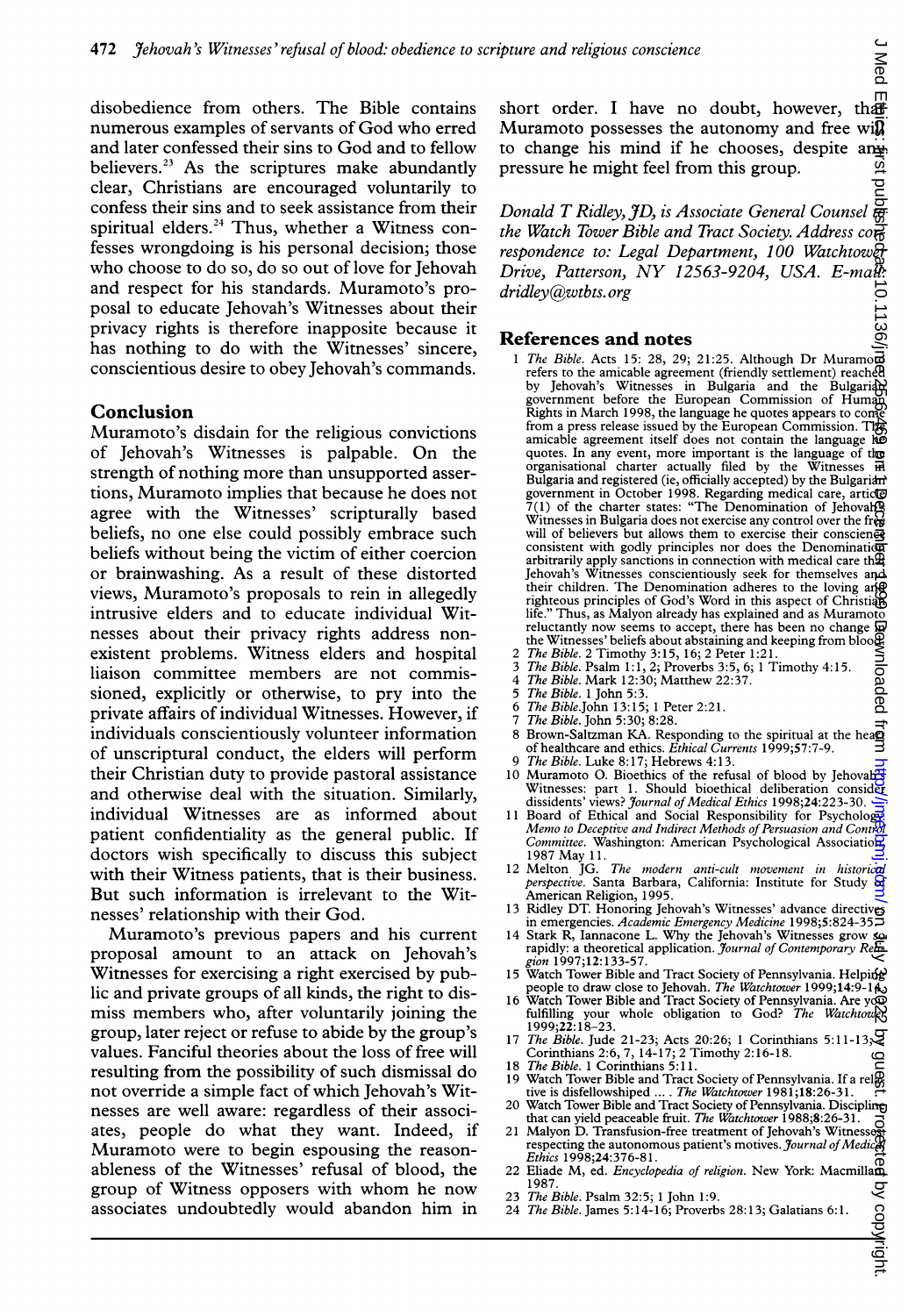disobedience from others. The Bible contains numerous examples of servants of God who erred and later confessed their sins to God and to fellow believers.[23] As the scriptures make abundantly clear, Christians are encouraged voluntarily to confess their sins and to seek assistance from their spiritual elders.[24] Thus, whether a Witness confesses wrongdoing is his personal decision; those who choose to do so, do so out of love for Jehovah and respect for his standards. Muramoto's proposal to educate Jehovah's Witnesses about their privacy rights is therefore inapposite because it has nothing to do with the Witnesses' sincere, conscientious desire to obey Jehovah's commands.

## Conclusion

Muramoto's disdain for the religious convictions of Jehovah's Witnesses is palpable. On the strength of nothing more than unsupported assertions, Muramoto implies that because he does not agree with the Witnesses' scripturally based beliefs, no one else could possibly embrace such beliefs without being the victim of either coercion or brainwashing. As a result of these distorted views, Muramoto's proposals to rein in allegedly intrusive elders and to educate individual Witnesses about their privacy rights address non-existent problems. Witness elders and hospital liaison committee members are not commissioned, explicitly or otherwise, to pry into the private affairs of individual Witnesses. However, if individuals conscientiously volunteer information of unscriptural conduct, the elders will perform their Christian duty to provide pastoral assistance and otherwise deal with the situation. Similarly, individual Witnesses are as informed about patient confidentiality as the general public. If doctors wish specifically to discuss this subject with their Witness patients, that is their business. But such information is irrelevant to the Witnesses' relationship with their God.

Muramoto's previous papers and his current proposal amount to an attack on Jehovah's Witnesses for exercising a right exercised by public and private groups of all kinds, the right to dismiss members who, after voluntarily joining the group, later reject or refuse to abide by the group's values. Fanciful theories about the loss of free will resulting from the possibility of such dismissal do not override a simple fact of which Jehovah's Witnesses are well aware: regardless of their associates, people do what they want. Indeed, if Muramoto were to begin espousing the reasonableness of the Witnesses' refusal of blood, the group of Witness opposers with whom he now associates undoubtedly would abandon him in short order. I have no doubt, however, that Muramoto possesses the autonomy and free will to change his mind if he chooses, despite any pressure he might feel from this group.

*Donald T Ridley, JD, is Associate General Counsel of the Watch Tower Bible and Tract Society. Address correspondence to: Legal Department, 100 Watchtower Drive, Patterson, NY 12563-9204, USA. E-mail: dridley@wtbts.org*

## References and notes

1. *The Bible.* Acts 15: 28, 29; 21:25. Although Dr Muramoto refers to the amicable agreement (friendly settlement) reached by Jehovah's Witnesses in Bulgaria and the Bulgarian government before the European Commission of Human Rights in March 1998, the language he quotes appears to come from a press release issued by the European Commission. The amicable agreement itself does not contain the language he quotes. In any event, more important is the language of the organisational charter actually filed by the Witnesses in Bulgaria and registered (ie, officially accepted) by the Bulgarian government in October 1998. Regarding medical care, article 7(1) of the charter states: "The Denomination of Jehovah's Witnesses in Bulgaria does not exercise any control over the free will of believers but allows them to exercise their conscience consistent with godly principles nor does the Denomination arbitrarily apply sanctions in connection with medical care that Jehovah's Witnesses conscientiously seek for themselves and their children. The Denomination adheres to the loving and righteous principles of God's Word in this aspect of Christian life." Thus, as Malyon already has explained and as Muramoto reluctantly now seems to accept, there has been no change in the Witnesses' beliefs about abstaining and keeping from blood.
2. *The Bible.* 2 Timothy 3:15, 16; 2 Peter 1:21.
3. *The Bible.* Psalm 1:1, 2; Proverbs 3:5, 6; 1 Timothy 4:15.
4. *The Bible.* Mark 12:30; Matthew 22:37.
5. *The Bible.* 1 John 5:3.
6. *The Bible.*John 13:15; 1 Peter 2:21.
7. *The Bible.* John 5:30; 8:28.
8. Brown-Saltzman KA. Responding to the spiritual at the heart of healthcare and ethics. *Ethical Currents* 1999;57:7-9.
9. *The Bible.* Luke 8:17; Hebrews 4:13.
10. Muramoto O. Bioethics of the refusal of blood by Jehovah's Witnesses: part 1. Should bioethical deliberation consider dissidents' views? *Journal of Medical Ethics* 1998;24:223-30.
11. Board of Ethical and Social Responsibility for Psychology. *Memo to Deceptive and Indirect Methods of Persuasion and Control Committee.* Washington: American Psychological Association, 1987 May 11.
12. Melton JG. *The modern anti-cult movement in historical perspective.* Santa Barbara, California: Institute for Study of American Religion, 1995.
13. Ridley DT. Honoring Jehovah's Witnesses' advance directives in emergencies. *Academic Emergency Medicine* 1998;5:824-35.
14. Stark R, Iannacone L. Why the Jehovah's Witnesses grow so rapidly: a theoretical application. *Journal of Contemporary Religion* 1997;12:133-57.
15. Watch Tower Bible and Tract Society of Pennsylvania. Helping people to draw close to Jehovah. *The Watchtower* 1999;14:9-14.
16. Watch Tower Bible and Tract Society of Pennsylvania. Are you fulfilling your whole obligation to God? *The Watchtower* 1999;22:18-23.
17. *The Bible.* Jude 21-23; Acts 20:26; 1 Corinthians 5:11-13; 2 Corinthians 2:6, 7, 14-17; 2 Timothy 2:16-18.
18. *The Bible.* 1 Corinthians 5:11.
19. Watch Tower Bible and Tract Society of Pennsylvania. If a relative is disfellowshiped .... *The Watchtower* 1981;18:26-31.
20. Watch Tower Bible and Tract Society of Pennsylvania. Discipline that can yield peaceable fruit. *The Watchtower* 1988;8:26-31.
21. Malyon D. Transfusion-free treatment of Jehovah's Witnesses: respecting the autonomous patient's motives. *Journal of Medical Ethics* 1998;24:376-81.
22. Eliade M, ed. *Encyclopedia of religion.* New York: Macmillan, 1987.
23. *The Bible.* Psalm 32:5; 1 John 1:9.
24. *The Bible.* James 5:14-16; Proverbs 28:13; Galatians 6:1.